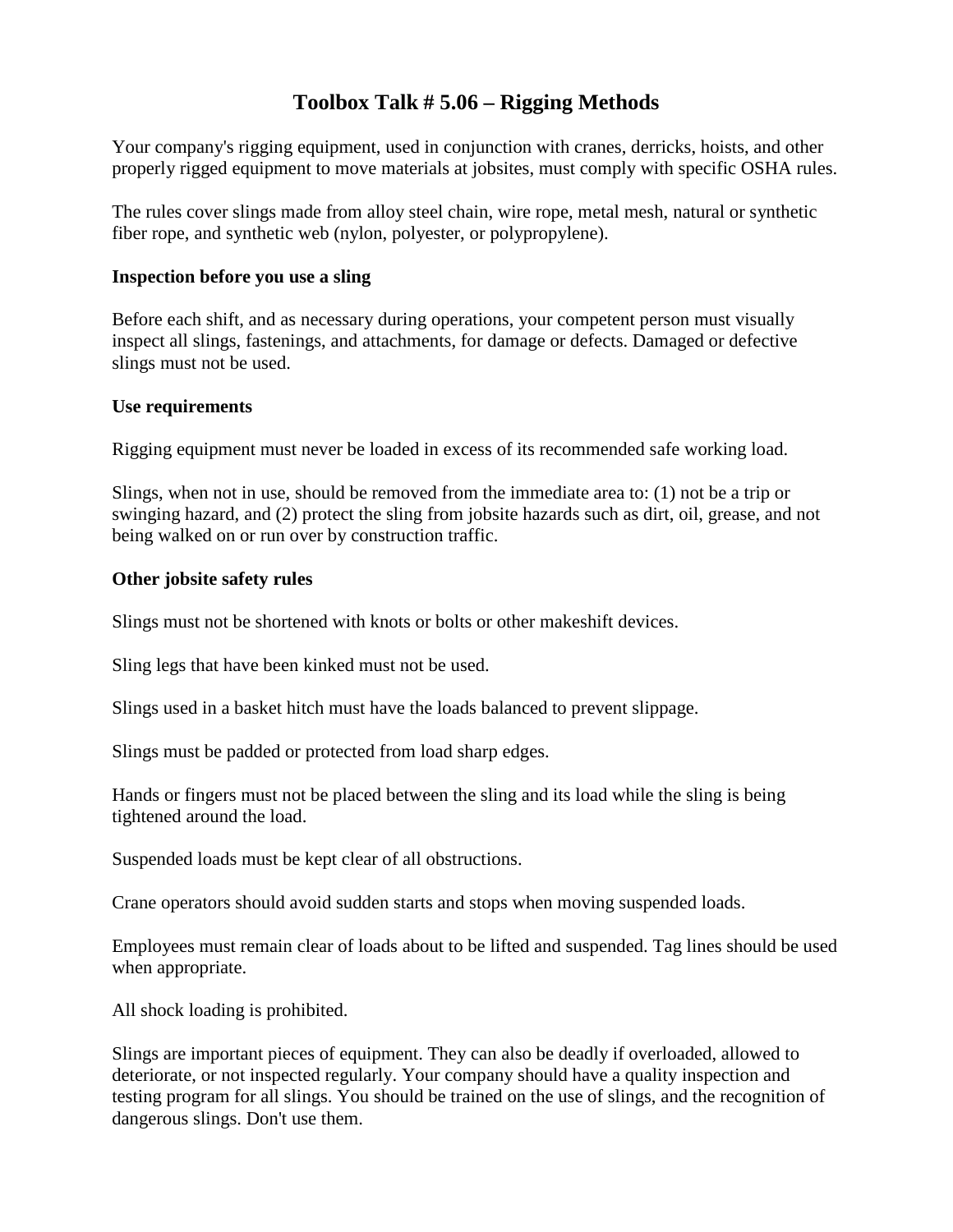# Toolbox Talk # 5.06 – Rigging Methods

Your company's rigging equipment, used in conjunction with cranes, derricks, hoists, and other properly rigged equipment to move materials at jobsites, must comply with specific OSHA rules.

The rules cover slings made from alloy steel chain, wire rope, metal mesh, natural or synthetic fiber rope, and synthetic web (nylon, polyester, or polypropylene).

**Inspection before you use a sling**

Before each shift, and as necessary during operations, your competent person must visually inspect all slings, fastenings, and attachments, for damage or defects. Damaged or defective slings must not be used.

**Use requirements**

Rigging equipment must never be loaded in excess of its recommended safe working load.

Slings, when not in use, should be removed from the immediate area to: (1) not be a trip or swinging hazard, and (2) protect the sling from jobsite hazards such as dirt, oil, grease, and not being walked on or run over by construction traffic.

**Other jobsite safety rules**

Slings must not be shortened with knots or bolts or other makeshift devices.

Sling legs that have been kinked must not be used.

Slings used in a basket hitch must have the loads balanced to prevent slippage.

Slings must be padded or protected from load sharp edges.

Hands or fingers must not be placed between the sling and its load while the sling is being tightened around the load.

Suspended loads must be kept clear of all obstructions.

Crane operators should avoid sudden starts and stops when moving suspended loads.

Employees must remain clear of loads about to be lifted and suspended. Tag lines should be used when appropriate.

All shock loading is prohibited.

Slings are important pieces of equipment. They can also be deadly if overloaded, allowed to deteriorate, or not inspected regularly. Your company should have a quality inspection and testing program for all slings. You should be trained on the use of slings, and the recognition of dangerous slings. Don't use them.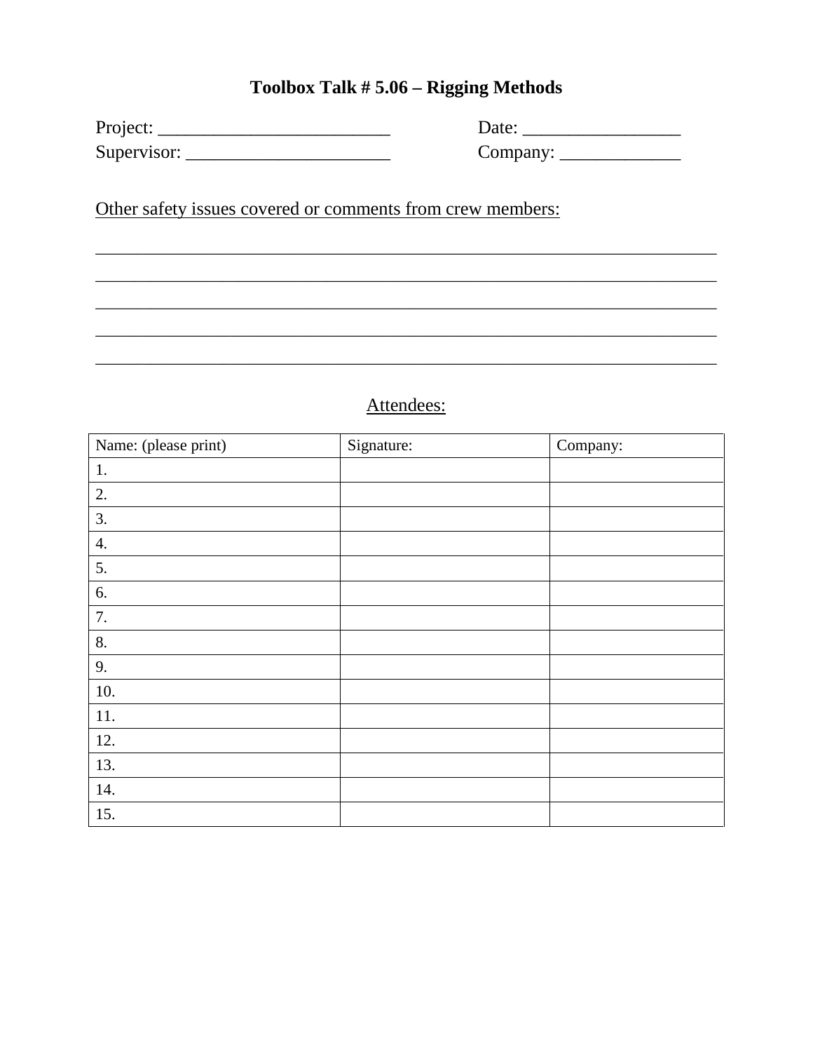# Toolbox Talk # 5.06 – Rigging Methods

Project: _________________________ Date: _________________

Supervisor: ______________________ Company: _____________

Other safety issues covered or comments from crew members:

_____________________________________________________________________

_____________________________________________________________________

_____________________________________________________________________

_____________________________________________________________________

_____________________________________________________________________

## Attendees:

| Name: (please print) | Signature: | Company: |
|---|---|---|
| 1. | | |
| 2. | | |
| 3. | | |
| 4. | | |
| 5. | | |
| 6. | | |
| 7. | | |
| 8. | | |
| 9. | | |
| 10. | | |
| 11. | | |
| 12. | | |
| 13. | | |
| 14. | | |
| 15. | | |